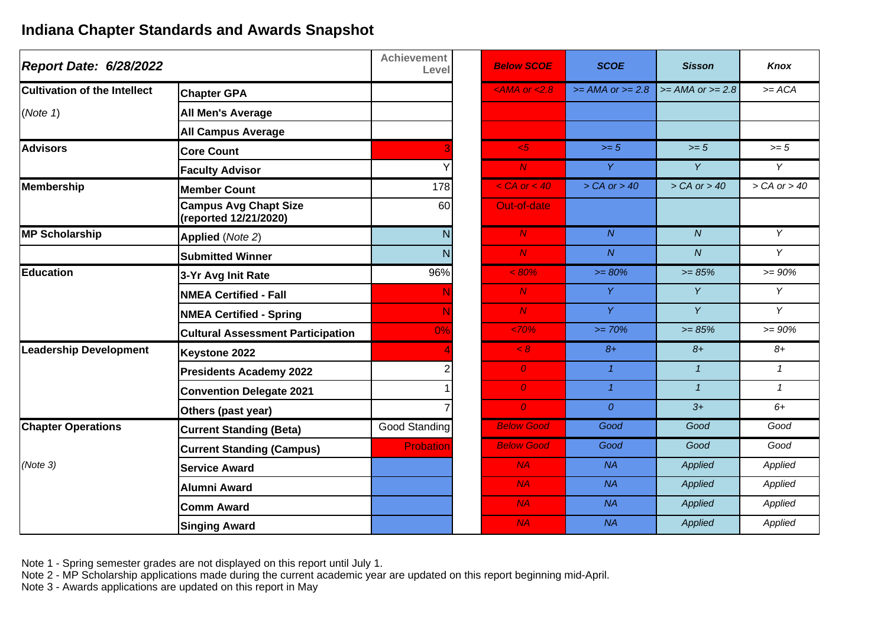# Indiana Chapter Standards and Awards Snapshot

| *Report Date: 6/28/2022* | | Achievement Level | | *Below SCOE* | *SCOE* | *Sisson* | *Knox* |
|---|---|---|---|---|---|---|---|
| **Cultivation of the Intellect** | **Chapter GPA** | | | *<AMA or <2.8* | *>= AMA or >= 2.8* | *>= AMA or >= 2.8* | *>= ACA* |
| (*Note 1*) | **All Men's Average** | | | | | | |
| | **All Campus Average** | | | | | | |
| **Advisors** | **Core Count** | 3 | | *<5* | *>= 5* | *>= 5* | *>= 5* |
| | **Faculty Advisor** | Y | | *N* | *Y* | *Y* | *Y* |
| **Membership** | **Member Count** | 178 | | *< CA or < 40* | *> CA or > 40* | *> CA or > 40* | *> CA or > 40* |
| | **Campus Avg Chapt Size (reported 12/21/2020)** | 60 | | Out-of-date | | | |
| **MP Scholarship** | **Applied** (*Note 2*) | N | | *N* | *N* | *N* | *Y* |
| | **Submitted Winner** | N | | *N* | *N* | *N* | *Y* |
| **Education** | **3-Yr Avg Init Rate** | 96% | | *< 80%* | *>= 80%* | *>= 85%* | *>= 90%* |
| | **NMEA Certified - Fall** | N | | *N* | *Y* | *Y* | *Y* |
| | **NMEA Certified - Spring** | N | | *N* | *Y* | *Y* | *Y* |
| | **Cultural Assessment Participation** | 0% | | *<70%* | *>= 70%* | *>= 85%* | *>= 90%* |
| **Leadership Development** | **Keystone 2022** | 4 | | *< 8* | *8+* | *8+* | *8+* |
| | **Presidents Academy 2022** | 2 | | *0* | *1* | *1* | *1* |
| | **Convention Delegate 2021** | 1 | | *0* | *1* | *1* | *1* |
| | **Others (past year)** | 7 | | *0* | *0* | *3+* | *6+* |
| **Chapter Operations** | **Current Standing (Beta)** | Good Standing | | *Below Good* | *Good* | *Good* | *Good* |
| | **Current Standing (Campus)** | Probation | | *Below Good* | *Good* | *Good* | *Good* |
| (*Note 3*) | **Service Award** | | | *NA* | *NA* | *Applied* | *Applied* |
| | **Alumni Award** | | | *NA* | *NA* | *Applied* | *Applied* |
| | **Comm Award** | | | *NA* | *NA* | *Applied* | *Applied* |
| | **Singing Award** | | | *NA* | *NA* | *Applied* | *Applied* |

Note 1 - Spring semester grades are not displayed on this report until July 1.
Note 2 - MP Scholarship applications made during the current academic year are updated on this report beginning mid-April.
Note 3 - Awards applications are updated on this report in May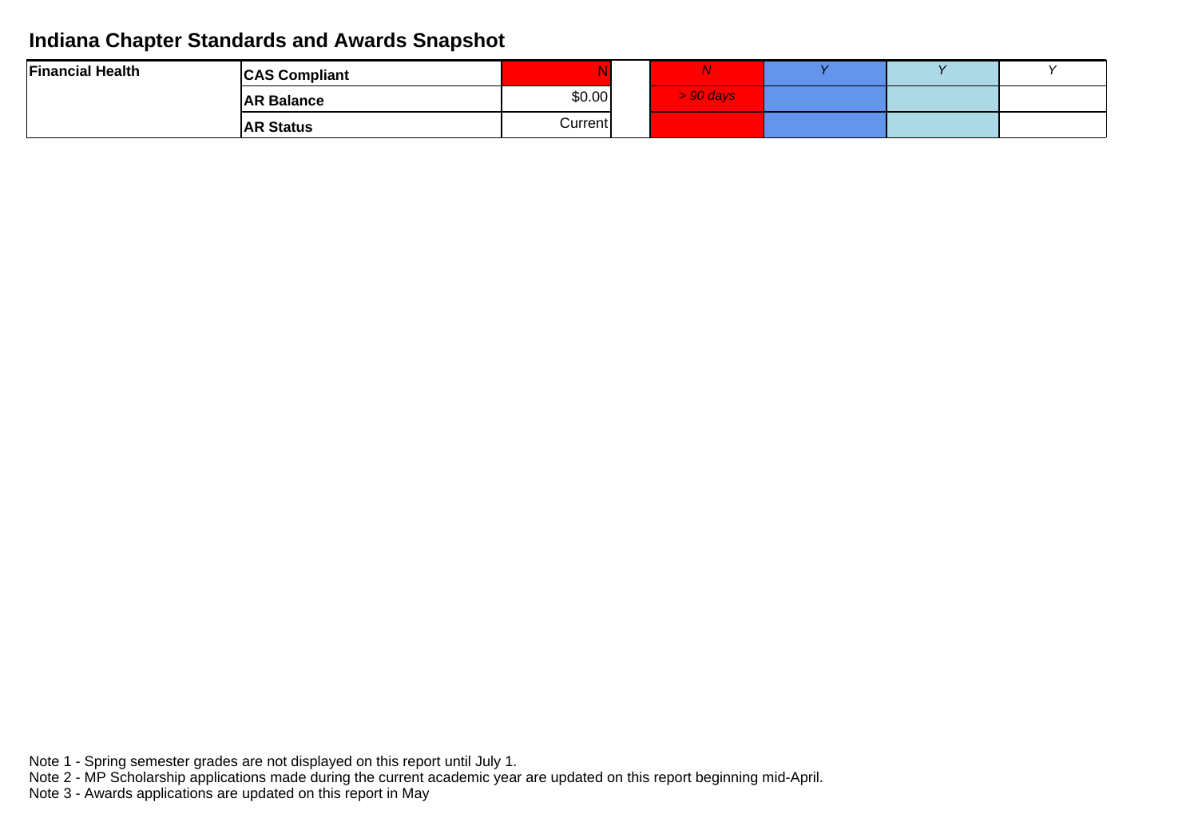## Indiana Chapter Standards and Awards Snapshot

| | | | | | | | |
|---|---|---|---|---|---|---|---|
| **Financial Health** | **CAS Compliant** | N | | *N* | *Y* | *Y* | *Y* |
| | **AR Balance** | $0.00 | | *> 90 days* | | | |
| | **AR Status** | Current | | | | | |

Note 1 - Spring semester grades are not displayed on this report until July 1.
Note 2 - MP Scholarship applications made during the current academic year are updated on this report beginning mid-April.
Note 3 - Awards applications are updated on this report in May